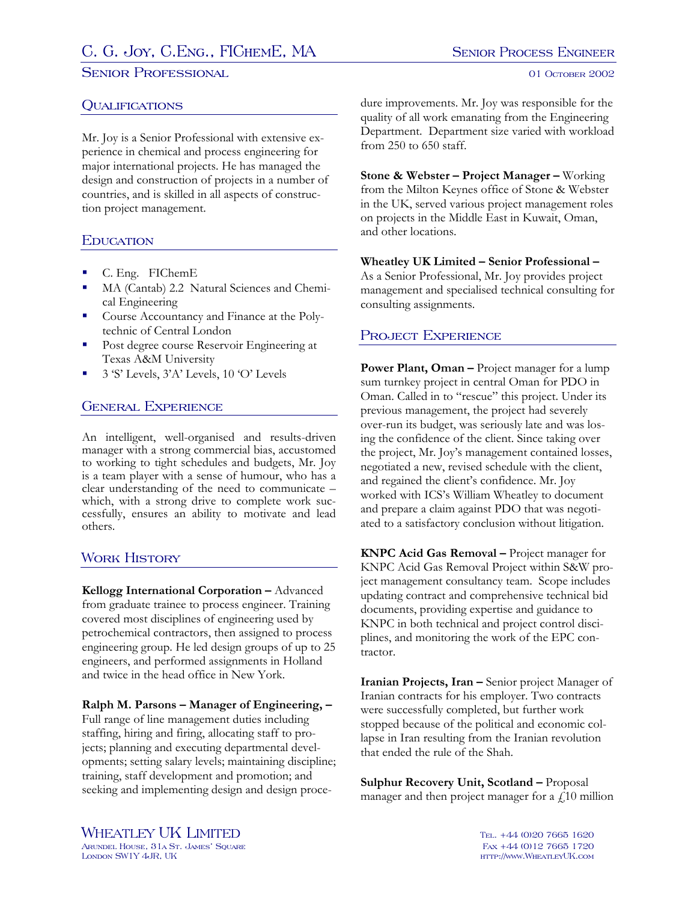# C. G. Joy, C.Eng., FIChemE, MA

Senior Process Engineer

Senior Professional

01 October 2002

## Qualifications

Mr. Joy is a Senior Professional with extensive experience in chemical and process engineering for major international projects. He has managed the design and construction of projects in a number of countries, and is skilled in all aspects of construction project management.

## Education

- C. Eng. FIChemE
- MA (Cantab) 2.2 Natural Sciences and Chemical Engineering
- Course Accountancy and Finance at the Polytechnic of Central London
- Post degree course Reservoir Engineering at Texas A&M University
- 3 'S' Levels, 3'A' Levels, 10 'O' Levels

## General Experience

An intelligent, well-organised and results-driven manager with a strong commercial bias, accustomed to working to tight schedules and budgets, Mr. Joy is a team player with a sense of humour, who has a clear understanding of the need to communicate – which, with a strong drive to complete work successfully, ensures an ability to motivate and lead others.

## Work History

**Kellogg International Corporation –** Advanced from graduate trainee to process engineer. Training covered most disciplines of engineering used by petrochemical contractors, then assigned to process engineering group. He led design groups of up to 25 engineers, and performed assignments in Holland and twice in the head office in New York.

**Ralph M. Parsons – Manager of Engineering, –** Full range of line management duties including staffing, hiring and firing, allocating staff to projects; planning and executing departmental developments; setting salary levels; maintaining discipline; training, staff development and promotion; and seeking and implementing design and design procedure improvements. Mr. Joy was responsible for the quality of all work emanating from the Engineering Department. Department size varied with workload from 250 to 650 staff.

**Stone & Webster – Project Manager –** Working from the Milton Keynes office of Stone & Webster in the UK, served various project management roles on projects in the Middle East in Kuwait, Oman, and other locations.

**Wheatley UK Limited – Senior Professional –** As a Senior Professional, Mr. Joy provides project management and specialised technical consulting for consulting assignments.

## Project Experience

**Power Plant, Oman –** Project manager for a lump sum turnkey project in central Oman for PDO in Oman. Called in to "rescue" this project. Under its previous management, the project had severely over-run its budget, was seriously late and was losing the confidence of the client. Since taking over the project, Mr. Joy's management contained losses, negotiated a new, revised schedule with the client, and regained the client's confidence. Mr. Joy worked with ICS's William Wheatley to document and prepare a claim against PDO that was negotiated to a satisfactory conclusion without litigation.

**KNPC Acid Gas Removal –** Project manager for KNPC Acid Gas Removal Project within S&W project management consultancy team. Scope includes updating contract and comprehensive technical bid documents, providing expertise and guidance to KNPC in both technical and project control disciplines, and monitoring the work of the EPC contractor.

**Iranian Projects, Iran –** Senior project Manager of Iranian contracts for his employer. Two contracts were successfully completed, but further work stopped because of the political and economic collapse in Iran resulting from the Iranian revolution that ended the rule of the Shah.

**Sulphur Recovery Unit, Scotland –** Proposal manager and then project manager for a £10 million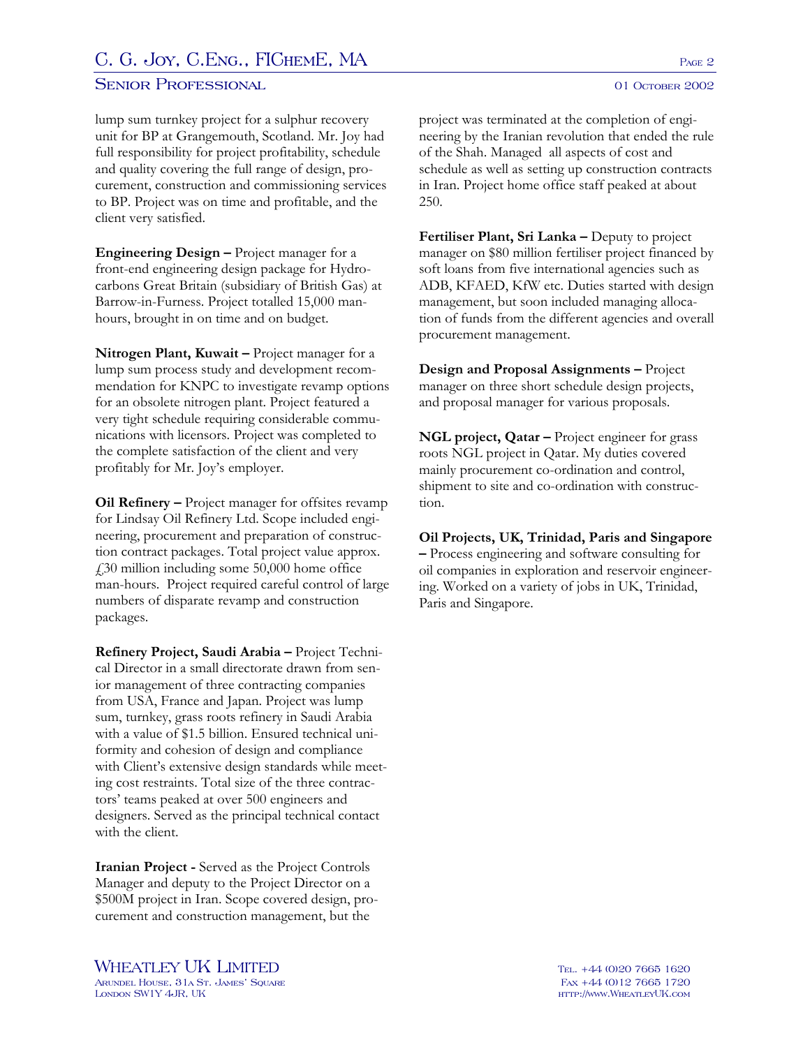lump sum turnkey project for a sulphur recovery unit for BP at Grangemouth, Scotland. Mr. Joy had full responsibility for project profitability, schedule and quality covering the full range of design, procurement, construction and commissioning services to BP. Project was on time and profitable, and the client very satisfied.

**Engineering Design –** Project manager for a front-end engineering design package for Hydrocarbons Great Britain (subsidiary of British Gas) at Barrow-in-Furness. Project totalled 15,000 man-hours, brought in on time and on budget.

**Nitrogen Plant, Kuwait –** Project manager for a lump sum process study and development recommendation for KNPC to investigate revamp options for an obsolete nitrogen plant. Project featured a very tight schedule requiring considerable communications with licensors. Project was completed to the complete satisfaction of the client and very profitably for Mr. Joy's employer.

**Oil Refinery –** Project manager for offsites revamp for Lindsay Oil Refinery Ltd. Scope included engineering, procurement and preparation of construction contract packages. Total project value approx. £30 million including some 50,000 home office man-hours. Project required careful control of large numbers of disparate revamp and construction packages.

**Refinery Project, Saudi Arabia –** Project Technical Director in a small directorate drawn from senior management of three contracting companies from USA, France and Japan. Project was lump sum, turnkey, grass roots refinery in Saudi Arabia with a value of $1.5 billion. Ensured technical uniformity and cohesion of design and compliance with Client's extensive design standards while meeting cost restraints. Total size of the three contractors' teams peaked at over 500 engineers and designers. Served as the principal technical contact with the client.

**Iranian Project -** Served as the Project Controls Manager and deputy to the Project Director on a $500M project in Iran. Scope covered design, procurement and construction management, but the project was terminated at the completion of engineering by the Iranian revolution that ended the rule of the Shah. Managed all aspects of cost and schedule as well as setting up construction contracts in Iran. Project home office staff peaked at about 250.

**Fertiliser Plant, Sri Lanka –** Deputy to project manager on $80 million fertiliser project financed by soft loans from five international agencies such as ADB, KFAED, KfW etc. Duties started with design management, but soon included managing allocation of funds from the different agencies and overall procurement management.

**Design and Proposal Assignments –** Project manager on three short schedule design projects, and proposal manager for various proposals.

**NGL project, Qatar –** Project engineer for grass roots NGL project in Qatar. My duties covered mainly procurement co-ordination and control, shipment to site and co-ordination with construction.

**Oil Projects, UK, Trinidad, Paris and Singapore –** Process engineering and software consulting for oil companies in exploration and reservoir engineering. Worked on a variety of jobs in UK, Trinidad, Paris and Singapore.